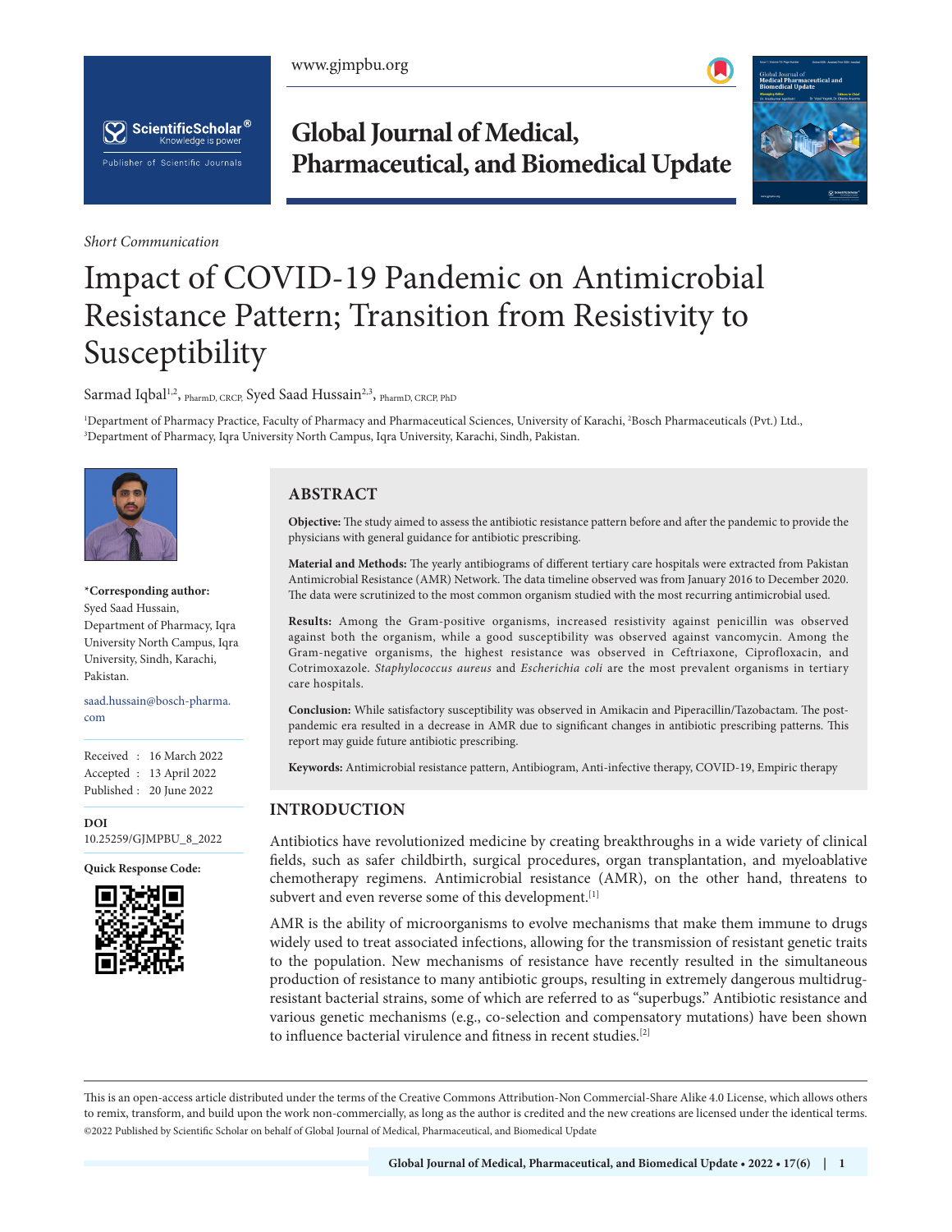Short Communication

# Impact of COVID-19 Pandemic on Antimicrobial Resistance Pattern; Transition from Resistivity to Susceptibility

Sarmad Iqbal[1,2], PharmD, CRCP, Syed Saad Hussain[2,3], PharmD, CRCP, PhD

[1]Department of Pharmacy Practice, Faculty of Pharmacy and Pharmaceutical Sciences, University of Karachi, [2]Bosch Pharmaceuticals (Pvt.) Ltd., [3]Department of Pharmacy, Iqra University North Campus, Iqra University, Karachi, Sindh, Pakistan.

**\*Corresponding author:**
Syed Saad Hussain,
Department of Pharmacy, Iqra University North Campus, Iqra University, Sindh, Karachi, Pakistan.

saad.hussain@bosch-pharma.com

Received : 16 March 2022
Accepted : 13 April 2022
Published : 20 June 2022

**DOI**
10.25259/GJMPBU_8_2022

**Quick Response Code:**

## ABSTRACT

**Objective:** The study aimed to assess the antibiotic resistance pattern before and after the pandemic to provide the physicians with general guidance for antibiotic prescribing.

**Material and Methods:** The yearly antibiograms of different tertiary care hospitals were extracted from Pakistan Antimicrobial Resistance (AMR) Network. The data timeline observed was from January 2016 to December 2020. The data were scrutinized to the most common organism studied with the most recurring antimicrobial used.

**Results:** Among the Gram-positive organisms, increased resistivity against penicillin was observed against both the organism, while a good susceptibility was observed against vancomycin. Among the Gram-negative organisms, the highest resistance was observed in Ceftriaxone, Ciprofloxacin, and Cotrimoxazole. *Staphylococcus aureus* and *Escherichia coli* are the most prevalent organisms in tertiary care hospitals.

**Conclusion:** While satisfactory susceptibility was observed in Amikacin and Piperacillin/Tazobactam. The post-pandemic era resulted in a decrease in AMR due to significant changes in antibiotic prescribing patterns. This report may guide future antibiotic prescribing.

**Keywords:** Antimicrobial resistance pattern, Antibiogram, Anti-infective therapy, COVID-19, Empiric therapy

## INTRODUCTION

Antibiotics have revolutionized medicine by creating breakthroughs in a wide variety of clinical fields, such as safer childbirth, surgical procedures, organ transplantation, and myeloablative chemotherapy regimens. Antimicrobial resistance (AMR), on the other hand, threatens to subvert and even reverse some of this development.[1]

AMR is the ability of microorganisms to evolve mechanisms that make them immune to drugs widely used to treat associated infections, allowing for the transmission of resistant genetic traits to the population. New mechanisms of resistance have recently resulted in the simultaneous production of resistance to many antibiotic groups, resulting in extremely dangerous multidrug-resistant bacterial strains, some of which are referred to as "superbugs." Antibiotic resistance and various genetic mechanisms (e.g., co-selection and compensatory mutations) have been shown to influence bacterial virulence and fitness in recent studies.[2]

This is an open-access article distributed under the terms of the Creative Commons Attribution-Non Commercial-Share Alike 4.0 License, which allows others to remix, transform, and build upon the work non-commercially, as long as the author is credited and the new creations are licensed under the identical terms.
©2022 Published by Scientific Scholar on behalf of Global Journal of Medical, Pharmaceutical, and Biomedical Update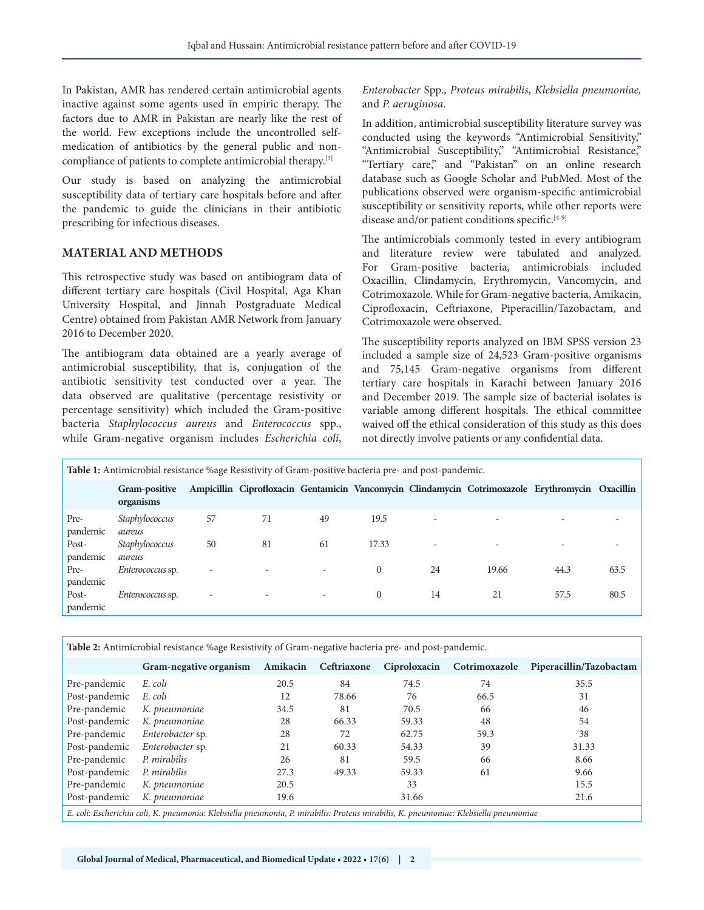In Pakistan, AMR has rendered certain antimicrobial agents inactive against some agents used in empiric therapy. The factors due to AMR in Pakistan are nearly like the rest of the world. Few exceptions include the uncontrolled self-medication of antibiotics by the general public and non-compliance of patients to complete antimicrobial therapy.[3]

Our study is based on analyzing the antimicrobial susceptibility data of tertiary care hospitals before and after the pandemic to guide the clinicians in their antibiotic prescribing for infectious diseases.

## MATERIAL AND METHODS

This retrospective study was based on antibiogram data of different tertiary care hospitals (Civil Hospital, Aga Khan University Hospital, and Jinnah Postgraduate Medical Centre) obtained from Pakistan AMR Network from January 2016 to December 2020.

The antibiogram data obtained are a yearly average of antimicrobial susceptibility, that is, conjugation of the antibiotic sensitivity test conducted over a year. The data observed are qualitative (percentage resistivity or percentage sensitivity) which included the Gram-positive bacteria *Staphylococcus aureus* and *Enterococcus* spp., while Gram-negative organism includes *Escherichia coli*, *Enterobacter* Spp., *Proteus mirabilis*, *Klebsiella pneumoniae,* and *P. aeruginosa*.

In addition, antimicrobial susceptibility literature survey was conducted using the keywords "Antimicrobial Sensitivity," "Antimicrobial Susceptibility," "Antimicrobial Resistance," "Tertiary care," and "Pakistan" on an online research database such as Google Scholar and PubMed. Most of the publications observed were organism-specific antimicrobial susceptibility or sensitivity reports, while other reports were disease and/or patient conditions specific.[4-9]

The antimicrobials commonly tested in every antibiogram and literature review were tabulated and analyzed. For Gram-positive bacteria, antimicrobials included Oxacillin, Clindamycin, Erythromycin, Vancomycin, and Cotrimoxazole. While for Gram-negative bacteria, Amikacin, Ciprofloxacin, Ceftriaxone, Piperacillin/Tazobactam, and Cotrimoxazole were observed.

The susceptibility reports analyzed on IBM SPSS version 23 included a sample size of 24,523 Gram-positive organisms and 75,145 Gram-negative organisms from different tertiary care hospitals in Karachi between January 2016 and December 2019. The sample size of bacterial isolates is variable among different hospitals. The ethical committee waived off the ethical consideration of this study as this does not directly involve patients or any confidential data.

**Table 1:** Antimicrobial resistance %age Resistivity of Gram-positive bacteria pre- and post-pandemic.

| | Gram-positive organisms | Ampicillin | Ciprofloxacin | Gentamicin | Vancomycin | Clindamycin | Cotrimoxazole | Erythromycin | Oxacillin |
|---|---|---|---|---|---|---|---|---|---|
| Pre-pandemic | *Staphylococcus aureus* | 57 | 71 | 49 | 19.5 | - | - | - | - |
| Post-pandemic | *Staphylococcus aureus* | 50 | 81 | 61 | 17.33 | - | - | - | - |
| Pre-pandemic | *Enterococcus* sp. | - | - | - | 0 | 24 | 19.66 | 44.3 | 63.5 |
| Post-pandemic | *Enterococcus* sp. | - | - | - | 0 | 14 | 21 | 57.5 | 80.5 |

**Table 2:** Antimicrobial resistance %age Resistivity of Gram-negative bacteria pre- and post-pandemic.

| | Gram-negative organism | Amikacin | Ceftriaxone | Ciproloxacin | Cotrimoxazole | Piperacillin/Tazobactam |
|---|---|---|---|---|---|---|
| Pre-pandemic | *E. coli* | 20.5 | 84 | 74.5 | 74 | 35.5 |
| Post-pandemic | *E. coli* | 12 | 78.66 | 76 | 66.5 | 31 |
| Pre-pandemic | *K. pneumoniae* | 34.5 | 81 | 70.5 | 66 | 46 |
| Post-pandemic | *K. pneumoniae* | 28 | 66.33 | 59.33 | 48 | 54 |
| Pre-pandemic | *Enterobacter* sp. | 28 | 72 | 62.75 | 59.3 | 38 |
| Post-pandemic | *Enterobacter* sp. | 21 | 60.33 | 54.33 | 39 | 31.33 |
| Pre-pandemic | *P. mirabilis* | 26 | 81 | 59.5 | 66 | 8.66 |
| Post-pandemic | *P. mirabilis* | 27.3 | 49.33 | 59.33 | 61 | 9.66 |
| Pre-pandemic | *K. pneumoniae* | 20.5 | | 33 | | 15.5 |
| Post-pandemic | *K. pneumoniae* | 19.6 | | 31.66 | | 21.6 |

*E. coli: Escherichia coli, K. pneumonia: Klebsiella pneumonia, P. mirabilis: Proteus mirabilis, K. pneumoniae: Klebsiella pneumoniae*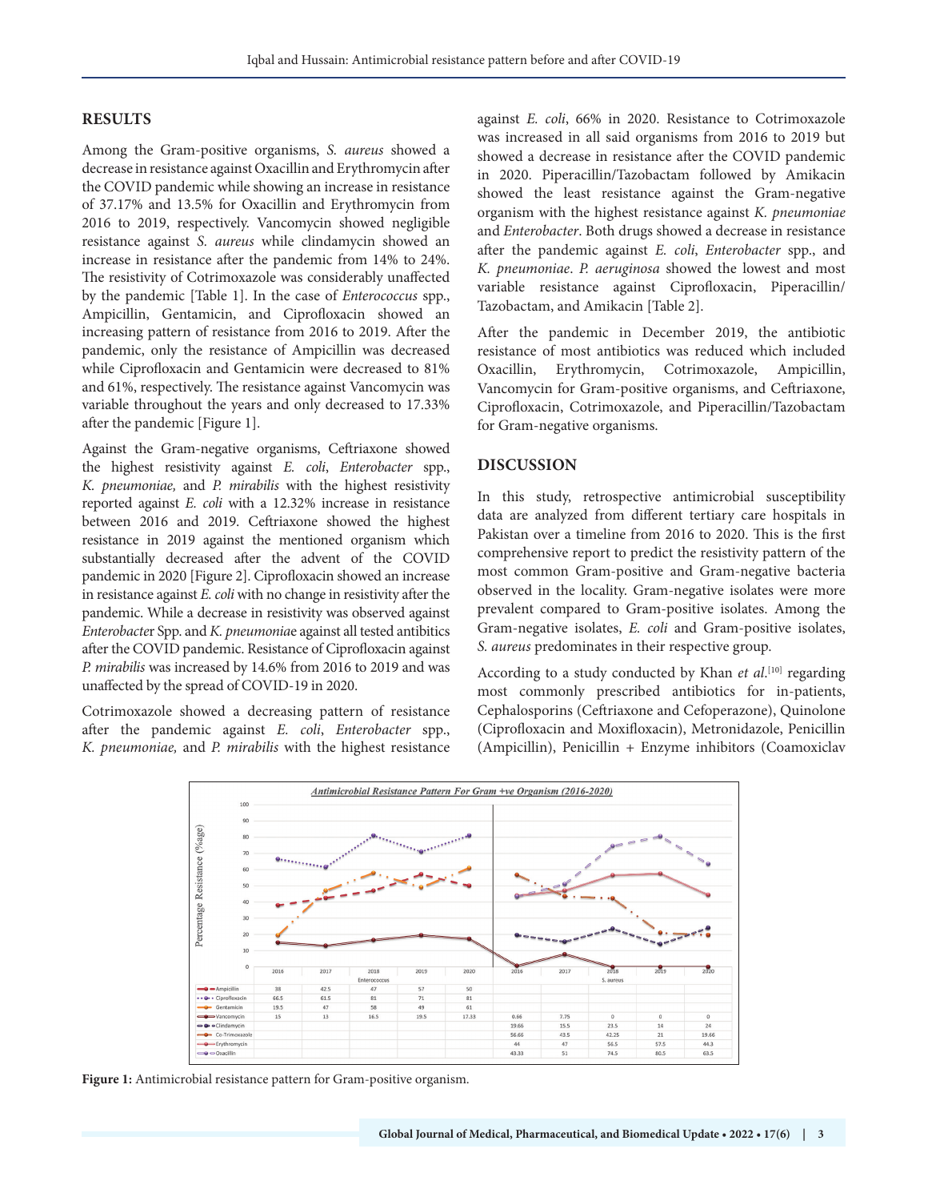## RESULTS

Among the Gram-positive organisms, *S. aureus* showed a decrease in resistance against Oxacillin and Erythromycin after the COVID pandemic while showing an increase in resistance of 37.17% and 13.5% for Oxacillin and Erythromycin from 2016 to 2019, respectively. Vancomycin showed negligible resistance against *S. aureus* while clindamycin showed an increase in resistance after the pandemic from 14% to 24%. The resistivity of Cotrimoxazole was considerably unaffected by the pandemic [Table 1]. In the case of *Enterococcus* spp., Ampicillin, Gentamicin, and Ciprofloxacin showed an increasing pattern of resistance from 2016 to 2019. After the pandemic, only the resistance of Ampicillin was decreased while Ciprofloxacin and Gentamicin were decreased to 81% and 61%, respectively. The resistance against Vancomycin was variable throughout the years and only decreased to 17.33% after the pandemic [Figure 1].

Against the Gram-negative organisms, Ceftriaxone showed the highest resistivity against *E. coli*, *Enterobacter* spp., *K. pneumoniae,* and *P. mirabilis* with the highest resistivity reported against *E. coli* with a 12.32% increase in resistance between 2016 and 2019. Ceftriaxone showed the highest resistance in 2019 against the mentioned organism which substantially decreased after the advent of the COVID pandemic in 2020 [Figure 2]. Ciprofloxacin showed an increase in resistance against *E. coli* with no change in resistivity after the pandemic. While a decrease in resistivity was observed against *Enterobacte*r Spp. and *K. pneumonia*e against all tested antibitics after the COVID pandemic. Resistance of Ciprofloxacin against *P. mirabilis* was increased by 14.6% from 2016 to 2019 and was unaffected by the spread of COVID-19 in 2020.

Cotrimoxazole showed a decreasing pattern of resistance after the pandemic against *E. coli*, *Enterobacter* spp., *K. pneumoniae,* and *P. mirabilis* with the highest resistance against *E. coli*, 66% in 2020. Resistance to Cotrimoxazole was increased in all said organisms from 2016 to 2019 but showed a decrease in resistance after the COVID pandemic in 2020. Piperacillin/Tazobactam followed by Amikacin showed the least resistance against the Gram-negative organism with the highest resistance against *K. pneumoniae* and *Enterobacter*. Both drugs showed a decrease in resistance after the pandemic against *E. coli*, *Enterobacter* spp., and *K. pneumoniae*. *P. aeruginosa* showed the lowest and most variable resistance against Ciprofloxacin, Piperacillin/Tazobactam, and Amikacin [Table 2].

After the pandemic in December 2019, the antibiotic resistance of most antibiotics was reduced which included Oxacillin, Erythromycin, Cotrimoxazole, Ampicillin, Vancomycin for Gram-positive organisms, and Ceftriaxone, Ciprofloxacin, Cotrimoxazole, and Piperacillin/Tazobactam for Gram-negative organisms.

## DISCUSSION

In this study, retrospective antimicrobial susceptibility data are analyzed from different tertiary care hospitals in Pakistan over a timeline from 2016 to 2020. This is the first comprehensive report to predict the resistivity pattern of the most common Gram-positive and Gram-negative bacteria observed in the locality. Gram-negative isolates were more prevalent compared to Gram-positive isolates. Among the Gram-negative isolates, *E. coli* and Gram-positive isolates, *S. aureus* predominates in their respective group.

According to a study conducted by Khan *et al.*[10] regarding most commonly prescribed antibiotics for in-patients, Cephalosporins (Ceftriaxone and Cefoperazone), Quinolone (Ciprofloxacin and Moxifloxacin), Metronidazole, Penicillin (Ampicillin), Penicillin + Enzyme inhibitors (Coamoxiclav

*Antimicrobial Resistance Pattern For Gram +ve Organism (2016-2020)*

| | Enterococcus 2016 | 2017 | 2018 | 2019 | 2020 | S. aureus 2016 | 2017 | 2018 | 2019 | 2020 |
|---|---|---|---|---|---|---|---|---|---|---|
| Ampicillin | 38 | 42.5 | 47 | 57 | 50 | | | | | |
| Ciprofloxacin | 66.5 | 61.5 | 81 | 71 | 81 | | | | | |
| Gentamicin | 19.5 | 47 | 58 | 49 | 61 | | | | | |
| Vancomycin | 15 | 13 | 16.5 | 19.5 | 17.33 | 0.66 | 7.75 | 0 | 0 | 0 |
| Clindamycin | | | | | | 19.66 | 15.5 | 23.5 | 14 | 24 |
| Co-Trimoxazole | | | | | | 56.66 | 43.5 | 42.25 | 21 | 19.66 |
| Erythromycin | | | | | | 44 | 47 | 56.5 | 57.5 | 44.3 |
| Oxacillin | | | | | | 43.33 | 51 | 74.5 | 80.5 | 63.5 |

**Figure 1:** Antimicrobial resistance pattern for Gram-positive organism.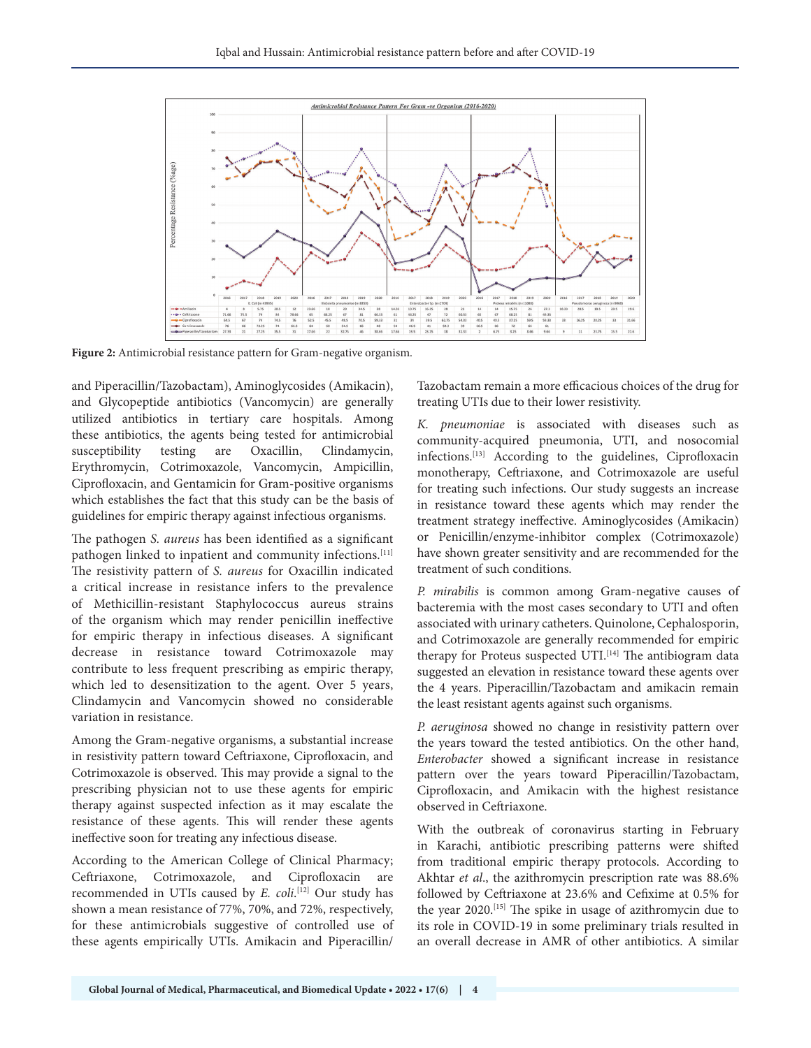**Figure 2:** Antimicrobial resistance pattern for Gram-negative organism.

and Piperacillin/Tazobactam), Aminoglycosides (Amikacin), and Glycopeptide antibiotics (Vancomycin) are generally utilized antibiotics in tertiary care hospitals. Among these antibiotics, the agents being tested for antimicrobial susceptibility testing are Oxacillin, Clindamycin, Erythromycin, Cotrimoxazole, Vancomycin, Ampicillin, Ciprofloxacin, and Gentamicin for Gram-positive organisms which establishes the fact that this study can be the basis of guidelines for empiric therapy against infectious organisms.

The pathogen *S. aureus* has been identified as a significant pathogen linked to inpatient and community infections.[11] The resistivity pattern of *S. aureus* for Oxacillin indicated a critical increase in resistance infers to the prevalence of Methicillin-resistant Staphylococcus aureus strains of the organism which may render penicillin ineffective for empiric therapy in infectious diseases. A significant decrease in resistance toward Cotrimoxazole may contribute to less frequent prescribing as empiric therapy, which led to desensitization to the agent. Over 5 years, Clindamycin and Vancomycin showed no considerable variation in resistance.

Among the Gram-negative organisms, a substantial increase in resistivity pattern toward Ceftriaxone, Ciprofloxacin, and Cotrimoxazole is observed. This may provide a signal to the prescribing physician not to use these agents for empiric therapy against suspected infection as it may escalate the resistance of these agents. This will render these agents ineffective soon for treating any infectious disease.

According to the American College of Clinical Pharmacy; Ceftriaxone, Cotrimoxazole, and Ciprofloxacin are recommended in UTIs caused by *E. coli*.[12] Our study has shown a mean resistance of 77%, 70%, and 72%, respectively, for these antimicrobials suggestive of controlled use of these agents empirically UTIs. Amikacin and Piperacillin/Tazobactam remain a more efficacious choices of the drug for treating UTIs due to their lower resistivity.

*K. pneumoniae* is associated with diseases such as community-acquired pneumonia, UTI, and nosocomial infections.[13] According to the guidelines, Ciprofloxacin monotherapy, Ceftriaxone, and Cotrimoxazole are useful for treating such infections. Our study suggests an increase in resistance toward these agents which may render the treatment strategy ineffective. Aminoglycosides (Amikacin) or Penicillin/enzyme-inhibitor complex (Cotrimoxazole) have shown greater sensitivity and are recommended for the treatment of such conditions.

*P. mirabilis* is common among Gram-negative causes of bacteremia with the most cases secondary to UTI and often associated with urinary catheters. Quinolone, Cephalosporin, and Cotrimoxazole are generally recommended for empiric therapy for Proteus suspected UTI.[14] The antibiogram data suggested an elevation in resistance toward these agents over the 4 years. Piperacillin/Tazobactam and amikacin remain the least resistant agents against such organisms.

*P. aeruginosa* showed no change in resistivity pattern over the years toward the tested antibiotics. On the other hand, *Enterobacter* showed a significant increase in resistance pattern over the years toward Piperacillin/Tazobactam, Ciprofloxacin, and Amikacin with the highest resistance observed in Ceftriaxone.

With the outbreak of coronavirus starting in February in Karachi, antibiotic prescribing patterns were shifted from traditional empiric therapy protocols. According to Akhtar *et al*., the azithromycin prescription rate was 88.6% followed by Ceftriaxone at 23.6% and Cefixime at 0.5% for the year 2020.[15] The spike in usage of azithromycin due to its role in COVID-19 in some preliminary trials resulted in an overall decrease in AMR of other antibiotics. A similar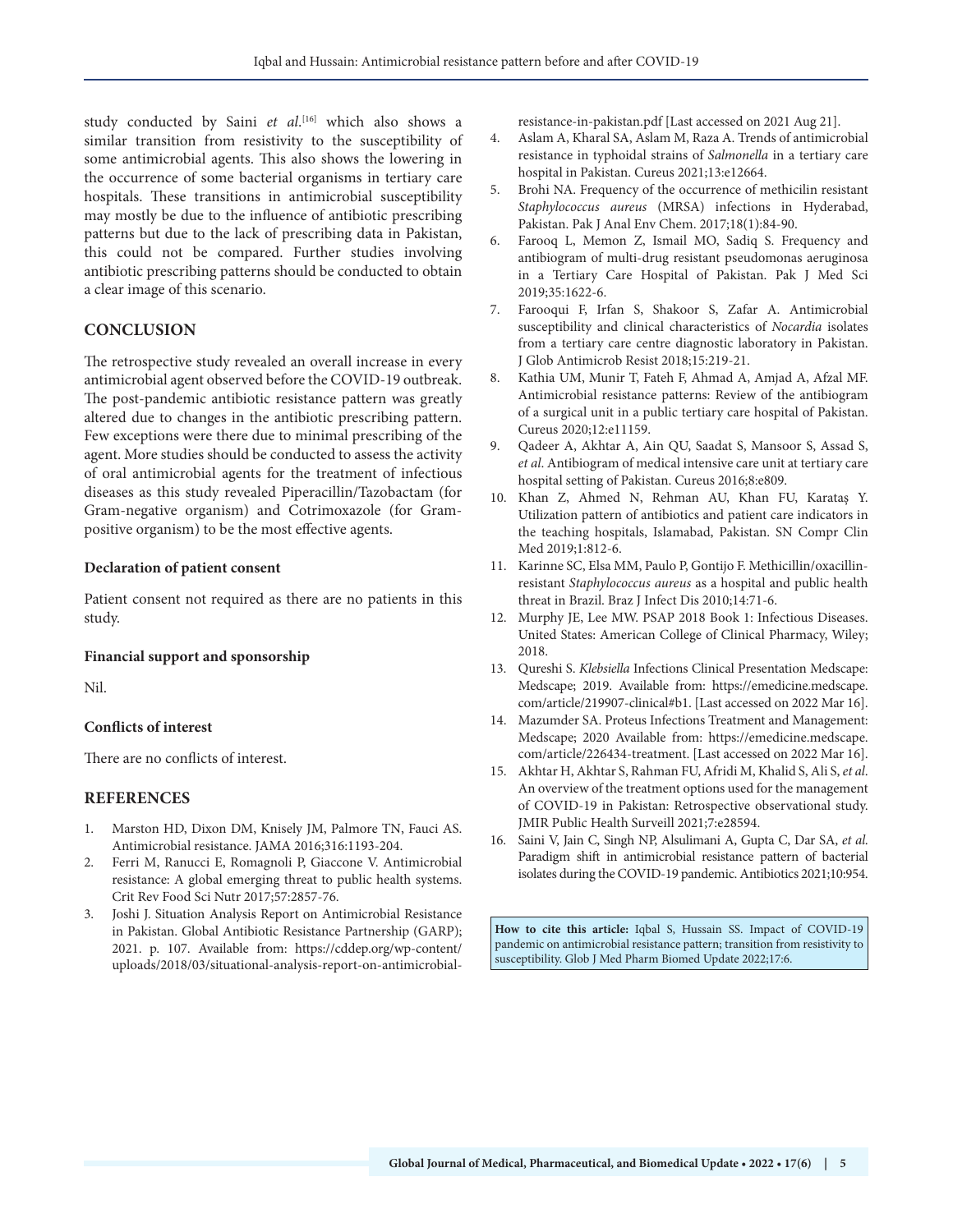study conducted by Saini *et al*.[16] which also shows a similar transition from resistivity to the susceptibility of some antimicrobial agents. This also shows the lowering in the occurrence of some bacterial organisms in tertiary care hospitals. These transitions in antimicrobial susceptibility may mostly be due to the influence of antibiotic prescribing patterns but due to the lack of prescribing data in Pakistan, this could not be compared. Further studies involving antibiotic prescribing patterns should be conducted to obtain a clear image of this scenario.

## CONCLUSION

The retrospective study revealed an overall increase in every antimicrobial agent observed before the COVID-19 outbreak. The post-pandemic antibiotic resistance pattern was greatly altered due to changes in the antibiotic prescribing pattern. Few exceptions were there due to minimal prescribing of the agent. More studies should be conducted to assess the activity of oral antimicrobial agents for the treatment of infectious diseases as this study revealed Piperacillin/Tazobactam (for Gram-negative organism) and Cotrimoxazole (for Gram-positive organism) to be the most effective agents.

### Declaration of patient consent

Patient consent not required as there are no patients in this study.

### Financial support and sponsorship

Nil.

### Conflicts of interest

There are no conflicts of interest.

## REFERENCES

1. Marston HD, Dixon DM, Knisely JM, Palmore TN, Fauci AS. Antimicrobial resistance. JAMA 2016;316:1193-204.
2. Ferri M, Ranucci E, Romagnoli P, Giaccone V. Antimicrobial resistance: A global emerging threat to public health systems. Crit Rev Food Sci Nutr 2017;57:2857-76.
3. Joshi J. Situation Analysis Report on Antimicrobial Resistance in Pakistan. Global Antibiotic Resistance Partnership (GARP); 2021. p. 107. Available from: https://cddep.org/wp-content/uploads/2018/03/situational-analysis-report-on-antimicrobial-resistance-in-pakistan.pdf [Last accessed on 2021 Aug 21].
4. Aslam A, Kharal SA, Aslam M, Raza A. Trends of antimicrobial resistance in typhoidal strains of *Salmonella* in a tertiary care hospital in Pakistan. Cureus 2021;13:e12664.
5. Brohi NA. Frequency of the occurrence of methicilin resistant *Staphylococcus aureus* (MRSA) infections in Hyderabad, Pakistan. Pak J Anal Env Chem. 2017;18(1):84-90.
6. Farooq L, Memon Z, Ismail MO, Sadiq S. Frequency and antibiogram of multi-drug resistant pseudomonas aeruginosa in a Tertiary Care Hospital of Pakistan. Pak J Med Sci 2019;35:1622-6.
7. Farooqui F, Irfan S, Shakoor S, Zafar A. Antimicrobial susceptibility and clinical characteristics of *Nocardia* isolates from a tertiary care centre diagnostic laboratory in Pakistan. J Glob Antimicrob Resist 2018;15:219-21.
8. Kathia UM, Munir T, Fateh F, Ahmad A, Amjad A, Afzal MF. Antimicrobial resistance patterns: Review of the antibiogram of a surgical unit in a public tertiary care hospital of Pakistan. Cureus 2020;12:e11159.
9. Qadeer A, Akhtar A, Ain QU, Saadat S, Mansoor S, Assad S, *et al*. Antibiogram of medical intensive care unit at tertiary care hospital setting of Pakistan. Cureus 2016;8:e809.
10. Khan Z, Ahmed N, Rehman AU, Khan FU, Karataş Y. Utilization pattern of antibiotics and patient care indicators in the teaching hospitals, Islamabad, Pakistan. SN Compr Clin Med 2019;1:812-6.
11. Karinne SC, Elsa MM, Paulo P, Gontijo F. Methicillin/oxacillin-resistant *Staphylococcus aureus* as a hospital and public health threat in Brazil. Braz J Infect Dis 2010;14:71-6.
12. Murphy JE, Lee MW. PSAP 2018 Book 1: Infectious Diseases. United States: American College of Clinical Pharmacy, Wiley; 2018.
13. Qureshi S. *Klebsiella* Infections Clinical Presentation Medscape: Medscape; 2019. Available from: https://emedicine.medscape.com/article/219907-clinical#b1. [Last accessed on 2022 Mar 16].
14. Mazumder SA. Proteus Infections Treatment and Management: Medscape; 2020 Available from: https://emedicine.medscape.com/article/226434-treatment. [Last accessed on 2022 Mar 16].
15. Akhtar H, Akhtar S, Rahman FU, Afridi M, Khalid S, Ali S, *et al*. An overview of the treatment options used for the management of COVID-19 in Pakistan: Retrospective observational study. JMIR Public Health Surveill 2021;7:e28594.
16. Saini V, Jain C, Singh NP, Alsulimani A, Gupta C, Dar SA, *et al*. Paradigm shift in antimicrobial resistance pattern of bacterial isolates during the COVID-19 pandemic. Antibiotics 2021;10:954.

**How to cite this article:** Iqbal S, Hussain SS. Impact of COVID-19 pandemic on antimicrobial resistance pattern; transition from resistivity to susceptibility. Glob J Med Pharm Biomed Update 2022;17:6.